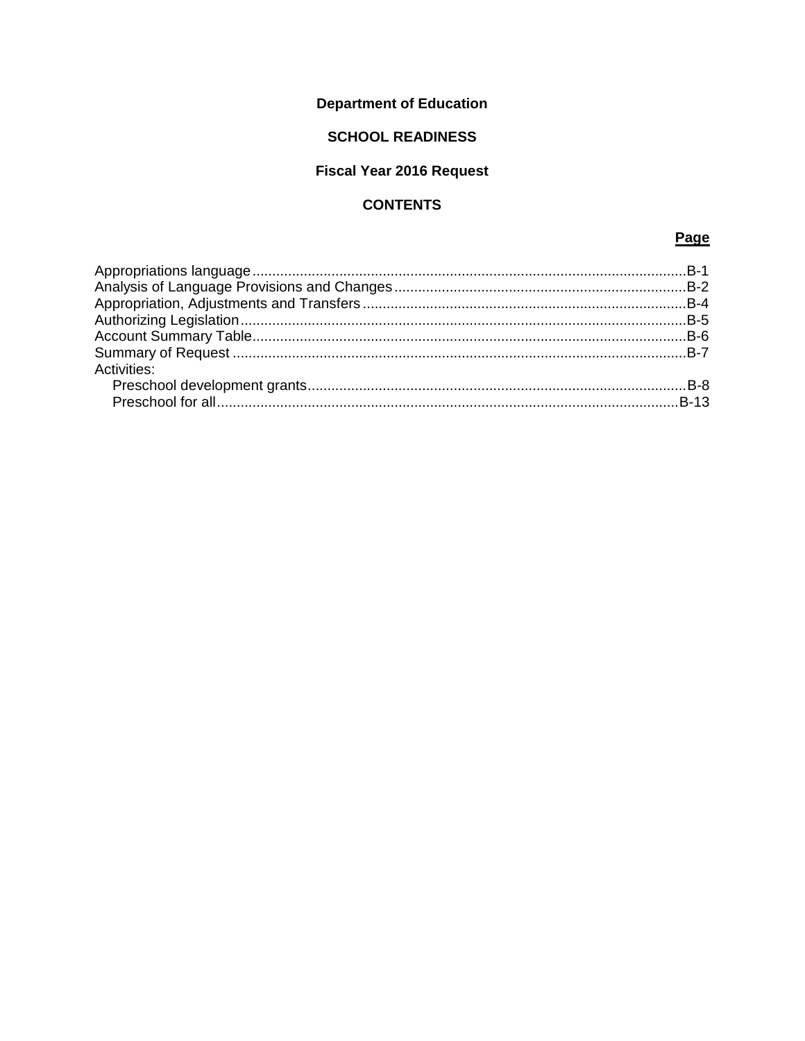**Department of Education**

**SCHOOL READINESS**

**Fiscal Year 2016 Request**

**CONTENTS**

| | **Page** |
|---|---|
| Appropriations language | B-1 |
| Analysis of Language Provisions and Changes | B-2 |
| Appropriation, Adjustments and Transfers | B-4 |
| Authorizing Legislation | B-5 |
| Account Summary Table | B-6 |
| Summary of Request | B-7 |
| Activities: | |
| Preschool development grants | B-8 |
| Preschool for all | B-13 |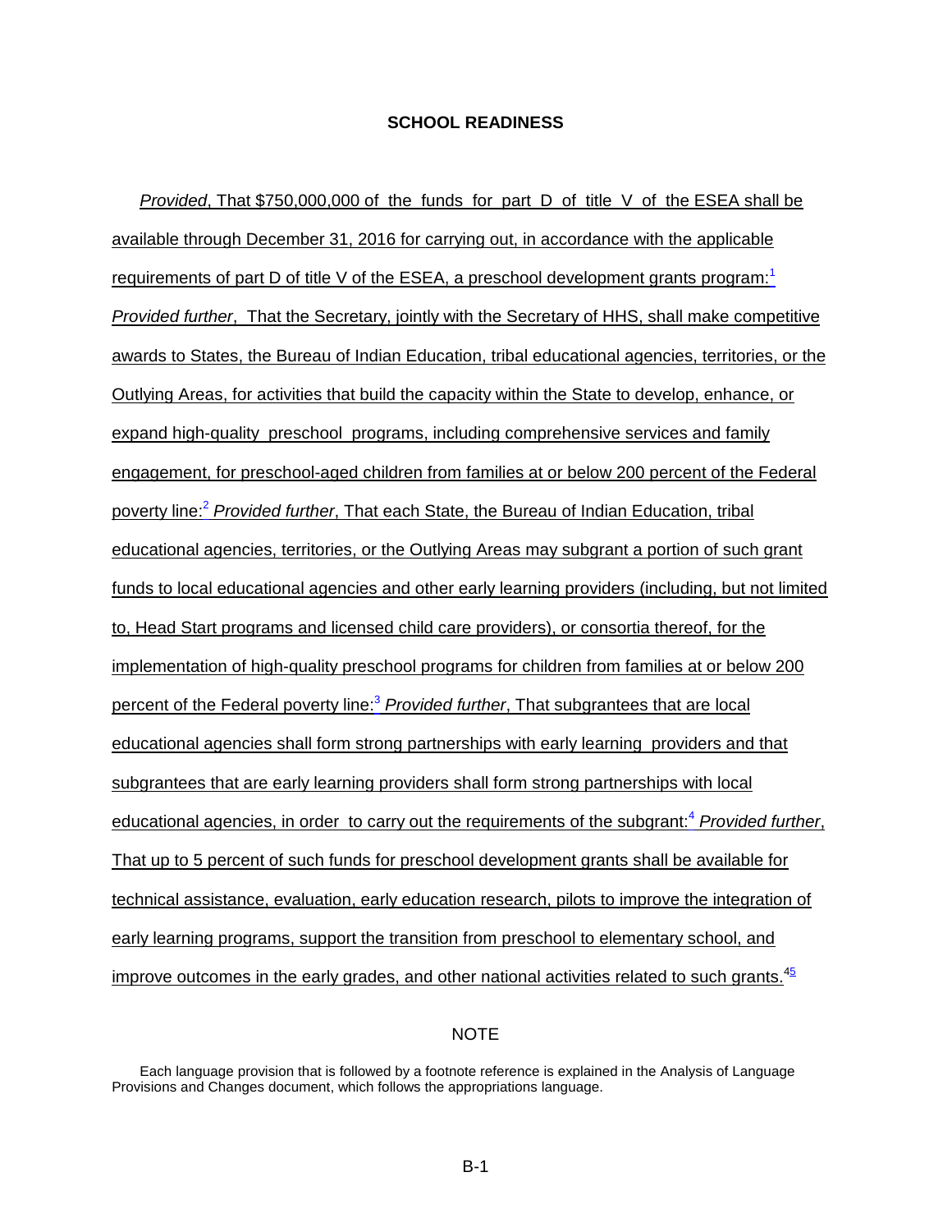## SCHOOL READINESS

*Provided*, That $750,000,000 of the funds for part D of title V of the ESEA shall be available through December 31, 2016 for carrying out, in accordance with the applicable requirements of part D of title V of the ESEA, a preschool development grants program:[1] *Provided further*, That the Secretary, jointly with the Secretary of HHS, shall make competitive awards to States, the Bureau of Indian Education, tribal educational agencies, territories, or the Outlying Areas, for activities that build the capacity within the State to develop, enhance, or expand high-quality preschool programs, including comprehensive services and family engagement, for preschool-aged children from families at or below 200 percent of the Federal poverty line:[2] *Provided further*, That each State, the Bureau of Indian Education, tribal educational agencies, territories, or the Outlying Areas may subgrant a portion of such grant funds to local educational agencies and other early learning providers (including, but not limited to, Head Start programs and licensed child care providers), or consortia thereof, for the implementation of high-quality preschool programs for children from families at or below 200 percent of the Federal poverty line:[3] *Provided further*, That subgrantees that are local educational agencies shall form strong partnerships with early learning providers and that subgrantees that are early learning providers shall form strong partnerships with local educational agencies, in order to carry out the requirements of the subgrant:[4] *Provided further*, That up to 5 percent of such funds for preschool development grants shall be available for technical assistance, evaluation, early education research, pilots to improve the integration of early learning programs, support the transition from preschool to elementary school, and improve outcomes in the early grades, and other national activities related to such grants.[4][5]

NOTE

Each language provision that is followed by a footnote reference is explained in the Analysis of Language Provisions and Changes document, which follows the appropriations language.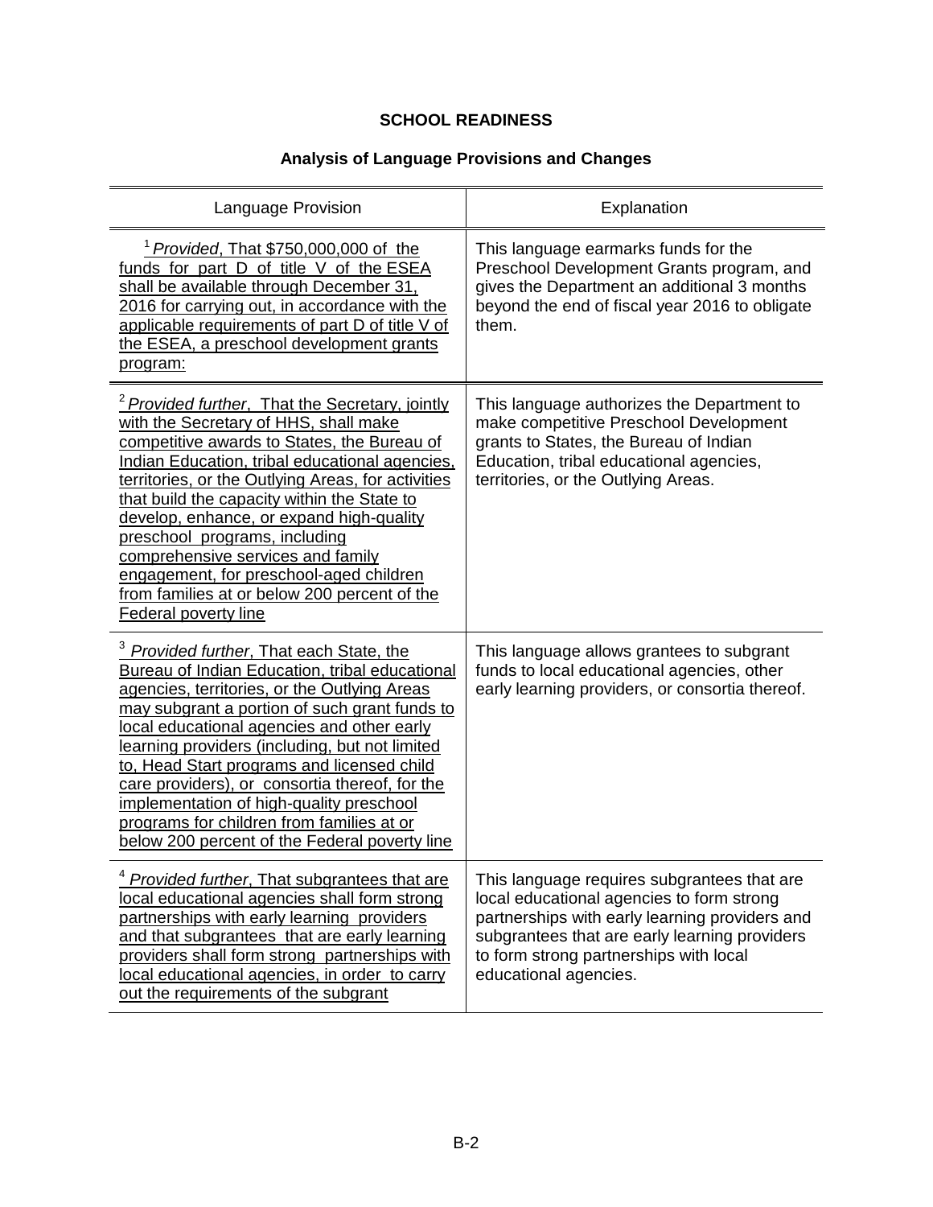# SCHOOL READINESS

## Analysis of Language Provisions and Changes

| Language Provision | Explanation |
|---|---|
| [1] *Provided*, That $750,000,000 of the funds for part D of title V of the ESEA shall be available through December 31, 2016 for carrying out, in accordance with the applicable requirements of part D of title V of the ESEA, a preschool development grants program: | This language earmarks funds for the Preschool Development Grants program, and gives the Department an additional 3 months beyond the end of fiscal year 2016 to obligate them. |
| [2] *Provided further*, That the Secretary, jointly with the Secretary of HHS, shall make competitive awards to States, the Bureau of Indian Education, tribal educational agencies, territories, or the Outlying Areas, for activities that build the capacity within the State to develop, enhance, or expand high-quality preschool programs, including comprehensive services and family engagement, for preschool-aged children from families at or below 200 percent of the Federal poverty line | This language authorizes the Department to make competitive Preschool Development grants to States, the Bureau of Indian Education, tribal educational agencies, territories, or the Outlying Areas. |
| [3] *Provided further*, That each State, the Bureau of Indian Education, tribal educational agencies, territories, or the Outlying Areas may subgrant a portion of such grant funds to local educational agencies and other early learning providers (including, but not limited to, Head Start programs and licensed child care providers), or consortia thereof, for the implementation of high-quality preschool programs for children from families at or below 200 percent of the Federal poverty line | This language allows grantees to subgrant funds to local educational agencies, other early learning providers, or consortia thereof. |
| [4] *Provided further*, That subgrantees that are local educational agencies shall form strong partnerships with early learning providers and that subgrantees that are early learning providers shall form strong partnerships with local educational agencies, in order to carry out the requirements of the subgrant | This language requires subgrantees that are local educational agencies to form strong partnerships with early learning providers and subgrantees that are early learning providers to form strong partnerships with local educational agencies. |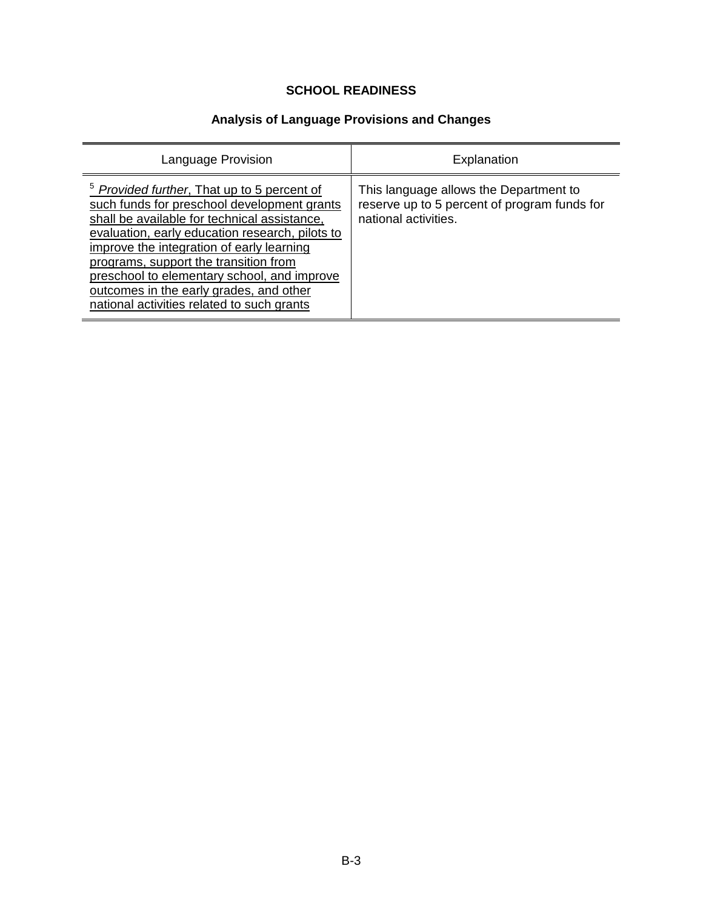## SCHOOL READINESS

### Analysis of Language Provisions and Changes

| Language Provision | Explanation |
|---|---|
| [5] *Provided further*, That up to 5 percent of such funds for preschool development grants shall be available for technical assistance, evaluation, early education research, pilots to improve the integration of early learning programs, support the transition from preschool to elementary school, and improve outcomes in the early grades, and other national activities related to such grants | This language allows the Department to reserve up to 5 percent of program funds for national activities. |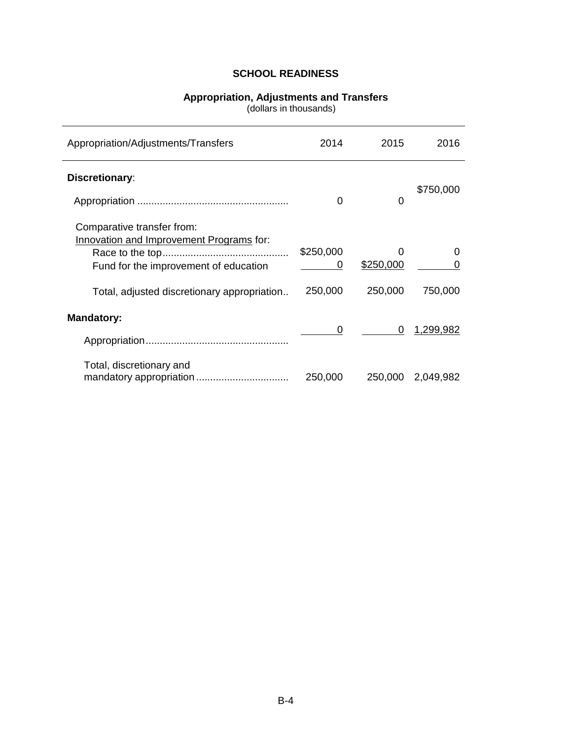## SCHOOL READINESS

### Appropriation, Adjustments and Transfers

(dollars in thousands)

| Appropriation/Adjustments/Transfers | 2014 | 2015 | 2016 |
|---|---|---|---|
| **Discretionary**: | | | |
| Appropriation | 0 | 0 | $750,000 |
| Comparative transfer from: | | | |
| Innovation and Improvement Programs for: | | | |
| Race to the top | $250,000 | 0 | 0 |
| Fund for the improvement of education | 0 | $250,000 | 0 |
| Total, adjusted discretionary appropriation | 250,000 | 250,000 | 750,000 |
| **Mandatory:** | | | |
| Appropriation | 0 | 0 | 1,299,982 |
| Total, discretionary and mandatory appropriation | 250,000 | 250,000 | 2,049,982 |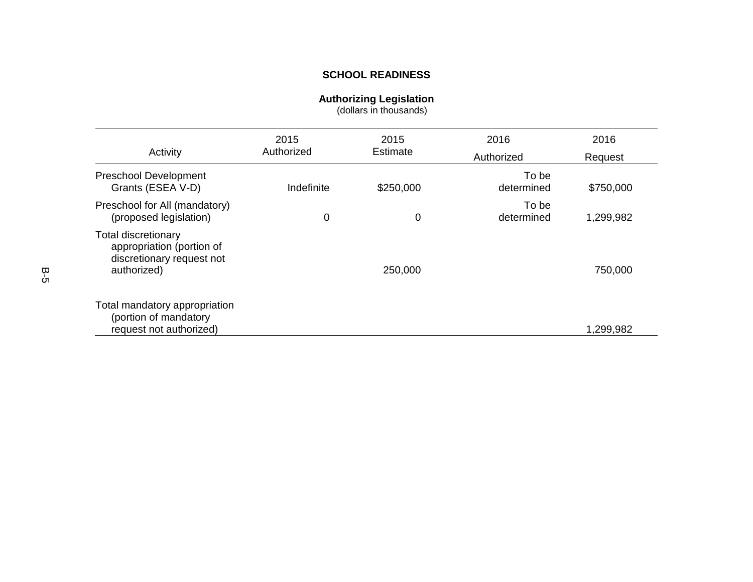## SCHOOL READINESS

### Authorizing Legislation

(dollars in thousands)

| Activity | 2015 Authorized | 2015 Estimate | 2016 Authorized | 2016 Request |
|---|---|---|---|---|
| Preschool Development Grants (ESEA V-D) | Indefinite | $250,000 | To be determined | $750,000 |
| Preschool for All (mandatory) (proposed legislation) | 0 | 0 | To be determined | 1,299,982 |
| Total discretionary appropriation (portion of discretionary request not authorized) | | 250,000 | | 750,000 |
| Total mandatory appropriation (portion of mandatory request not authorized) | | | | 1,299,982 |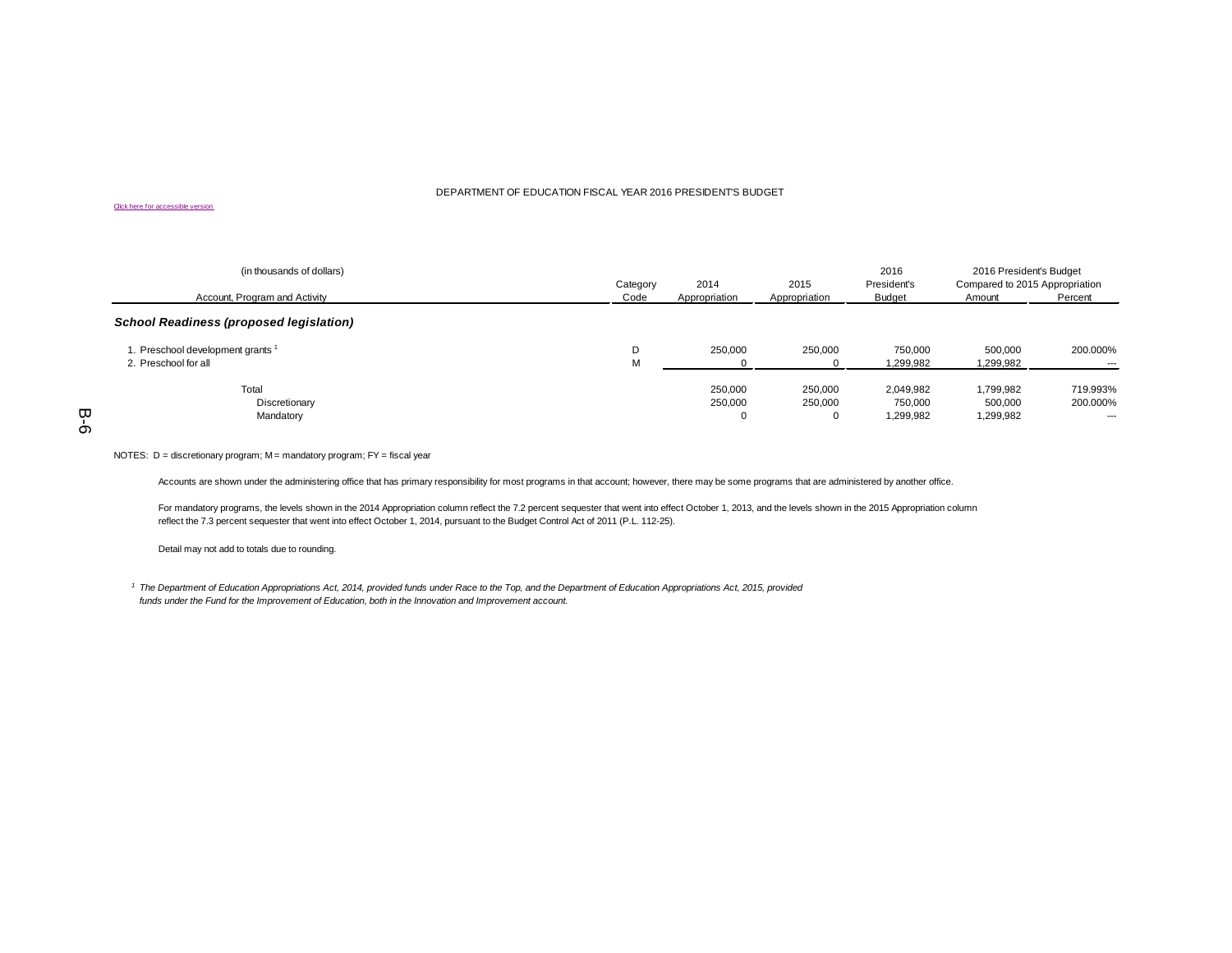DEPARTMENT OF EDUCATION FISCAL YEAR 2016 PRESIDENT'S BUDGET

Click here for accessible version

| (in thousands of dollars)<br>Account, Program and Activity | Category Code | 2014 Appropriation | 2015 Appropriation | 2016 President's Budget | 2016 President's Budget Compared to 2015 Appropriation Amount | Percent |
|---|---|---|---|---|---|---|
| ***School Readiness (proposed legislation)*** | | | | | | |
| 1. Preschool development grants [1] | D | 250,000 | 250,000 | 750,000 | 500,000 | 200.000% |
| 2. Preschool for all | M | 0 | 0 | 1,299,982 | 1,299,982 | --- |
| Total | | 250,000 | 250,000 | 2,049,982 | 1,799,982 | 719.993% |
| Discretionary | | 250,000 | 250,000 | 750,000 | 500,000 | 200.000% |
| Mandatory | | 0 | 0 | 1,299,982 | 1,299,982 | --- |

NOTES: D = discretionary program; M = mandatory program; FY = fiscal year

Accounts are shown under the administering office that has primary responsibility for most programs in that account; however, there may be some programs that are administered by another office.

For mandatory programs, the levels shown in the 2014 Appropriation column reflect the 7.2 percent sequester that went into effect October 1, 2013, and the levels shown in the 2015 Appropriation column reflect the 7.3 percent sequester that went into effect October 1, 2014, pursuant to the Budget Control Act of 2011 (P.L. 112-25).

Detail may not add to totals due to rounding.

[1] *The Department of Education Appropriations Act, 2014, provided funds under Race to the Top, and the Department of Education Appropriations Act, 2015, provided funds under the Fund for the Improvement of Education, both in the Innovation and Improvement account.*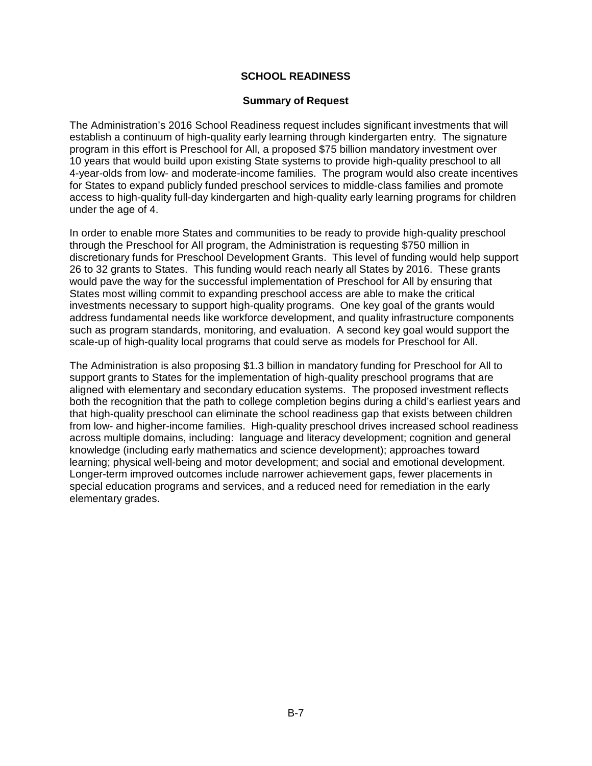# SCHOOL READINESS

## Summary of Request

The Administration's 2016 School Readiness request includes significant investments that will establish a continuum of high-quality early learning through kindergarten entry. The signature program in this effort is Preschool for All, a proposed $75 billion mandatory investment over 10 years that would build upon existing State systems to provide high-quality preschool to all 4-year-olds from low- and moderate-income families. The program would also create incentives for States to expand publicly funded preschool services to middle-class families and promote access to high-quality full-day kindergarten and high-quality early learning programs for children under the age of 4.

In order to enable more States and communities to be ready to provide high-quality preschool through the Preschool for All program, the Administration is requesting $750 million in discretionary funds for Preschool Development Grants. This level of funding would help support 26 to 32 grants to States. This funding would reach nearly all States by 2016. These grants would pave the way for the successful implementation of Preschool for All by ensuring that States most willing commit to expanding preschool access are able to make the critical investments necessary to support high-quality programs. One key goal of the grants would address fundamental needs like workforce development, and quality infrastructure components such as program standards, monitoring, and evaluation. A second key goal would support the scale-up of high-quality local programs that could serve as models for Preschool for All.

The Administration is also proposing $1.3 billion in mandatory funding for Preschool for All to support grants to States for the implementation of high-quality preschool programs that are aligned with elementary and secondary education systems. The proposed investment reflects both the recognition that the path to college completion begins during a child's earliest years and that high-quality preschool can eliminate the school readiness gap that exists between children from low- and higher-income families. High-quality preschool drives increased school readiness across multiple domains, including: language and literacy development; cognition and general knowledge (including early mathematics and science development); approaches toward learning; physical well-being and motor development; and social and emotional development. Longer-term improved outcomes include narrower achievement gaps, fewer placements in special education programs and services, and a reduced need for remediation in the early elementary grades.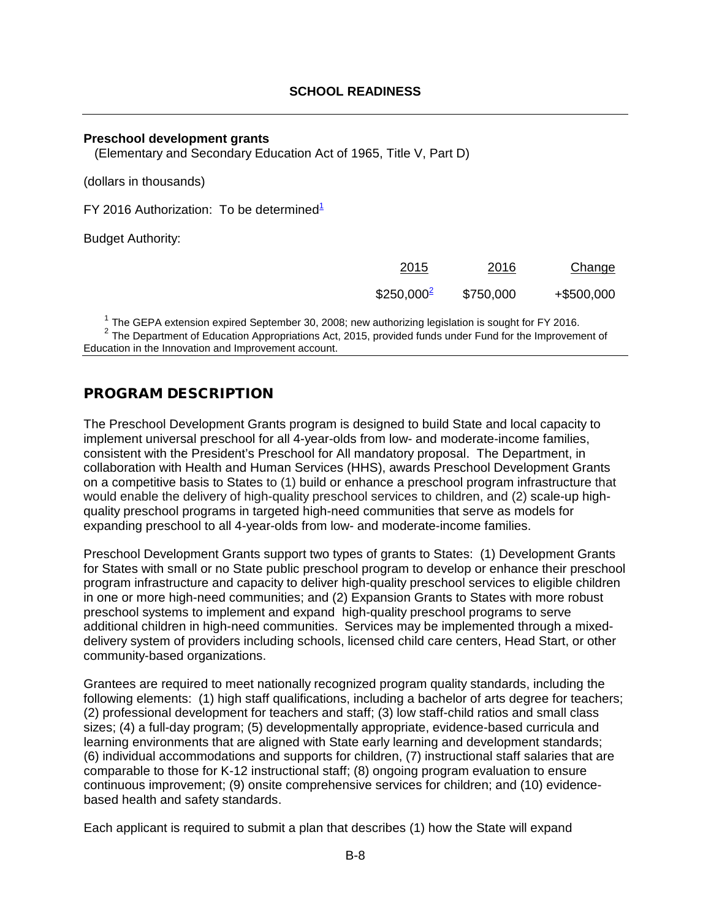## SCHOOL READINESS

**Preschool development grants**
(Elementary and Secondary Education Act of 1965, Title V, Part D)

(dollars in thousands)

FY 2016 Authorization: To be determined[1]

Budget Authority:

| | 2015 | 2016 | Change |
|---|---|---|---|
| | $250,000[2] | $750,000 | +$500,000 |

[1] The GEPA extension expired September 30, 2008; new authorizing legislation is sought for FY 2016.
[2] The Department of Education Appropriations Act, 2015, provided funds under Fund for the Improvement of Education in the Innovation and Improvement account.

## PROGRAM DESCRIPTION

The Preschool Development Grants program is designed to build State and local capacity to implement universal preschool for all 4-year-olds from low- and moderate-income families, consistent with the President's Preschool for All mandatory proposal. The Department, in collaboration with Health and Human Services (HHS), awards Preschool Development Grants on a competitive basis to States to (1) build or enhance a preschool program infrastructure that would enable the delivery of high-quality preschool services to children, and (2) scale-up high-quality preschool programs in targeted high-need communities that serve as models for expanding preschool to all 4-year-olds from low- and moderate-income families.

Preschool Development Grants support two types of grants to States: (1) Development Grants for States with small or no State public preschool program to develop or enhance their preschool program infrastructure and capacity to deliver high-quality preschool services to eligible children in one or more high-need communities; and (2) Expansion Grants to States with more robust preschool systems to implement and expand high-quality preschool programs to serve additional children in high-need communities. Services may be implemented through a mixed-delivery system of providers including schools, licensed child care centers, Head Start, or other community-based organizations.

Grantees are required to meet nationally recognized program quality standards, including the following elements: (1) high staff qualifications, including a bachelor of arts degree for teachers; (2) professional development for teachers and staff; (3) low staff-child ratios and small class sizes; (4) a full-day program; (5) developmentally appropriate, evidence-based curricula and learning environments that are aligned with State early learning and development standards; (6) individual accommodations and supports for children, (7) instructional staff salaries that are comparable to those for K-12 instructional staff; (8) ongoing program evaluation to ensure continuous improvement; (9) onsite comprehensive services for children; and (10) evidence-based health and safety standards.

Each applicant is required to submit a plan that describes (1) how the State will expand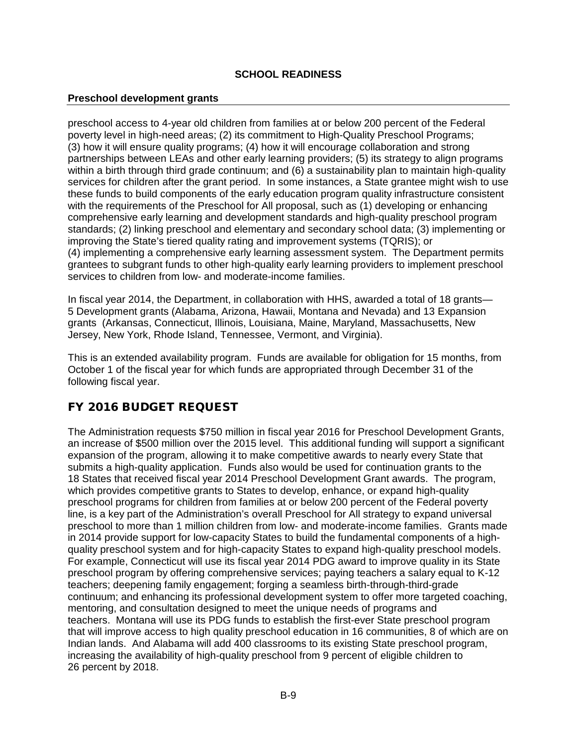preschool access to 4-year old children from families at or below 200 percent of the Federal poverty level in high-need areas; (2) its commitment to High-Quality Preschool Programs; (3) how it will ensure quality programs; (4) how it will encourage collaboration and strong partnerships between LEAs and other early learning providers; (5) its strategy to align programs within a birth through third grade continuum; and (6) a sustainability plan to maintain high-quality services for children after the grant period. In some instances, a State grantee might wish to use these funds to build components of the early education program quality infrastructure consistent with the requirements of the Preschool for All proposal, such as (1) developing or enhancing comprehensive early learning and development standards and high-quality preschool program standards; (2) linking preschool and elementary and secondary school data; (3) implementing or improving the State's tiered quality rating and improvement systems (TQRIS); or (4) implementing a comprehensive early learning assessment system. The Department permits grantees to subgrant funds to other high-quality early learning providers to implement preschool services to children from low- and moderate-income families.

In fiscal year 2014, the Department, in collaboration with HHS, awarded a total of 18 grants— 5 Development grants (Alabama, Arizona, Hawaii, Montana and Nevada) and 13 Expansion grants (Arkansas, Connecticut, Illinois, Louisiana, Maine, Maryland, Massachusetts, New Jersey, New York, Rhode Island, Tennessee, Vermont, and Virginia).

This is an extended availability program. Funds are available for obligation for 15 months, from October 1 of the fiscal year for which funds are appropriated through December 31 of the following fiscal year.

## FY 2016 BUDGET REQUEST

The Administration requests $750 million in fiscal year 2016 for Preschool Development Grants, an increase of $500 million over the 2015 level. This additional funding will support a significant expansion of the program, allowing it to make competitive awards to nearly every State that submits a high-quality application. Funds also would be used for continuation grants to the 18 States that received fiscal year 2014 Preschool Development Grant awards. The program, which provides competitive grants to States to develop, enhance, or expand high-quality preschool programs for children from families at or below 200 percent of the Federal poverty line, is a key part of the Administration's overall Preschool for All strategy to expand universal preschool to more than 1 million children from low- and moderate-income families. Grants made in 2014 provide support for low-capacity States to build the fundamental components of a high-quality preschool system and for high-capacity States to expand high-quality preschool models. For example, Connecticut will use its fiscal year 2014 PDG award to improve quality in its State preschool program by offering comprehensive services; paying teachers a salary equal to K-12 teachers; deepening family engagement; forging a seamless birth-through-third-grade continuum; and enhancing its professional development system to offer more targeted coaching, mentoring, and consultation designed to meet the unique needs of programs and teachers. Montana will use its PDG funds to establish the first-ever State preschool program that will improve access to high quality preschool education in 16 communities, 8 of which are on Indian lands. And Alabama will add 400 classrooms to its existing State preschool program, increasing the availability of high-quality preschool from 9 percent of eligible children to 26 percent by 2018.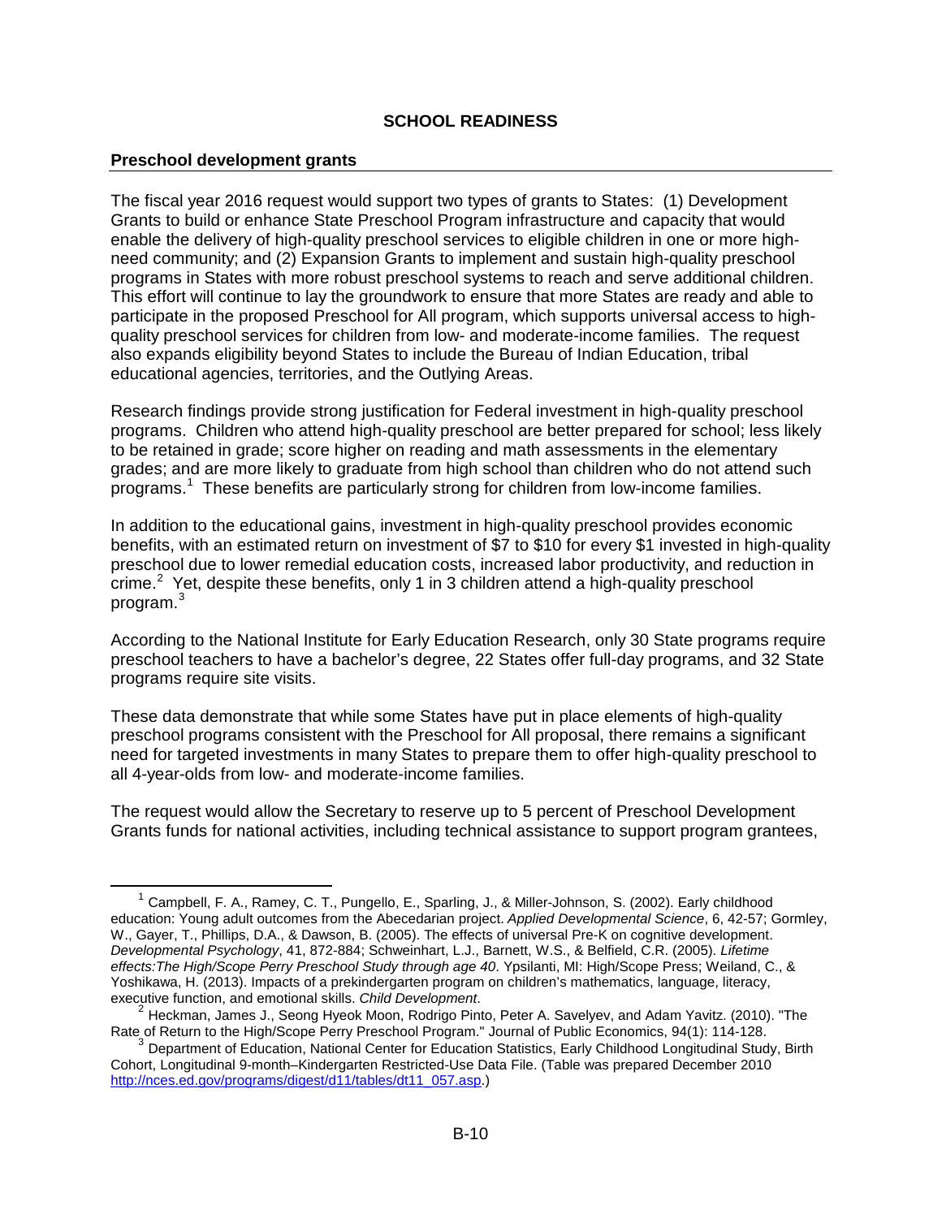# SCHOOL READINESS

## Preschool development grants

The fiscal year 2016 request would support two types of grants to States: (1) Development Grants to build or enhance State Preschool Program infrastructure and capacity that would enable the delivery of high-quality preschool services to eligible children in one or more high-need community; and (2) Expansion Grants to implement and sustain high-quality preschool programs in States with more robust preschool systems to reach and serve additional children. This effort will continue to lay the groundwork to ensure that more States are ready and able to participate in the proposed Preschool for All program, which supports universal access to high-quality preschool services for children from low- and moderate-income families. The request also expands eligibility beyond States to include the Bureau of Indian Education, tribal educational agencies, territories, and the Outlying Areas.

Research findings provide strong justification for Federal investment in high-quality preschool programs. Children who attend high-quality preschool are better prepared for school; less likely to be retained in grade; score higher on reading and math assessments in the elementary grades; and are more likely to graduate from high school than children who do not attend such programs.[1] These benefits are particularly strong for children from low-income families.

In addition to the educational gains, investment in high-quality preschool provides economic benefits, with an estimated return on investment of $7 to $10 for every $1 invested in high-quality preschool due to lower remedial education costs, increased labor productivity, and reduction in crime.[2] Yet, despite these benefits, only 1 in 3 children attend a high-quality preschool program.[3]

According to the National Institute for Early Education Research, only 30 State programs require preschool teachers to have a bachelor's degree, 22 States offer full-day programs, and 32 State programs require site visits.

These data demonstrate that while some States have put in place elements of high-quality preschool programs consistent with the Preschool for All proposal, there remains a significant need for targeted investments in many States to prepare them to offer high-quality preschool to all 4-year-olds from low- and moderate-income families.

The request would allow the Secretary to reserve up to 5 percent of Preschool Development Grants funds for national activities, including technical assistance to support program grantees,

---

[1] Campbell, F. A., Ramey, C. T., Pungello, E., Sparling, J., & Miller-Johnson, S. (2002). Early childhood education: Young adult outcomes from the Abecedarian project. *Applied Developmental Science*, 6, 42-57; Gormley, W., Gayer, T., Phillips, D.A., & Dawson, B. (2005). The effects of universal Pre-K on cognitive development. *Developmental Psychology*, 41, 872-884; Schweinhart, L.J., Barnett, W.S., & Belfield, C.R. (2005). *Lifetime effects:The High/Scope Perry Preschool Study through age 40*. Ypsilanti, MI: High/Scope Press; Weiland, C., & Yoshikawa, H. (2013). Impacts of a prekindergarten program on children's mathematics, language, literacy, executive function, and emotional skills. *Child Development*.

[2] Heckman, James J., Seong Hyeok Moon, Rodrigo Pinto, Peter A. Savelyev, and Adam Yavitz. (2010). "The Rate of Return to the High/Scope Perry Preschool Program." Journal of Public Economics, 94(1): 114-128.

[3] Department of Education, National Center for Education Statistics, Early Childhood Longitudinal Study, Birth Cohort, Longitudinal 9-month–Kindergarten Restricted-Use Data File. (Table was prepared December 2010 http://nces.ed.gov/programs/digest/d11/tables/dt11_057.asp.)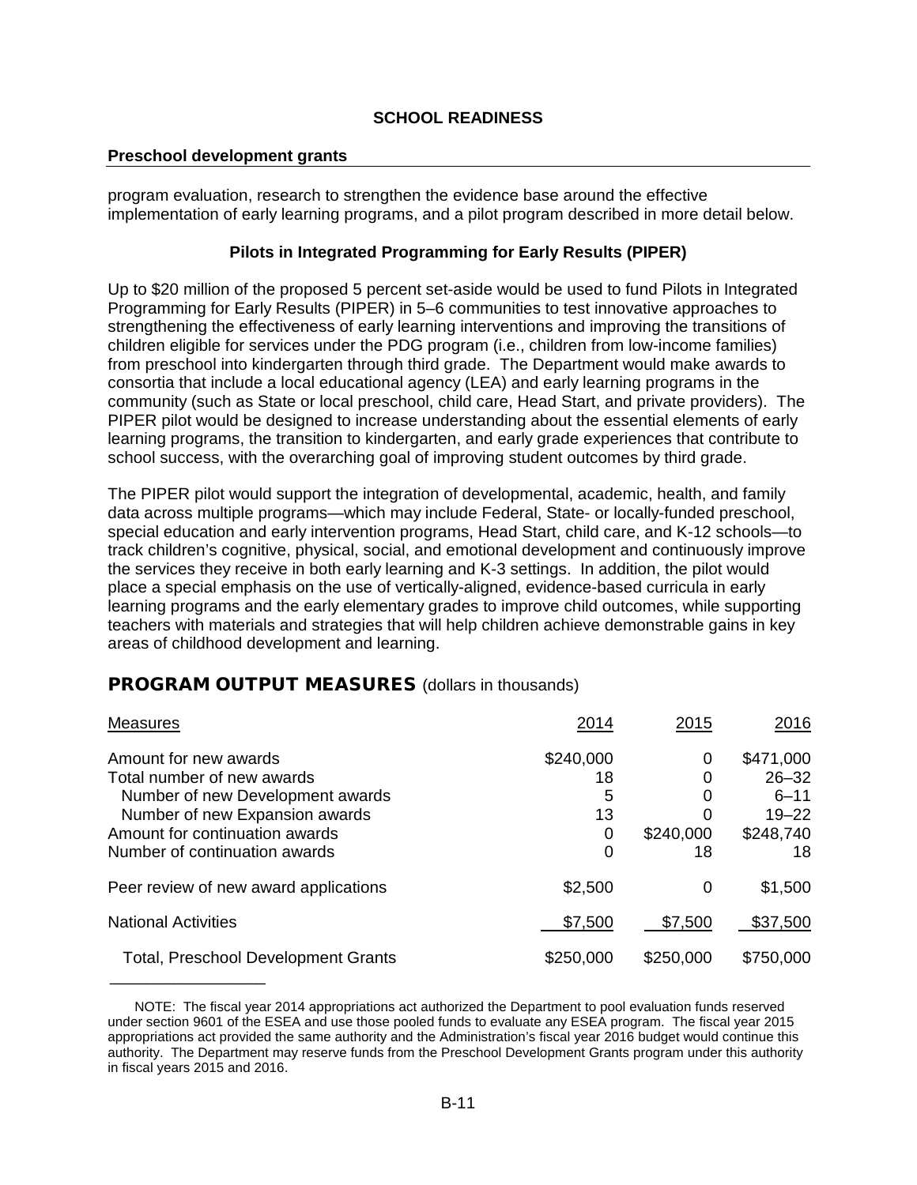## SCHOOL READINESS

**Preschool development grants**

program evaluation, research to strengthen the evidence base around the effective implementation of early learning programs, and a pilot program described in more detail below.

### Pilots in Integrated Programming for Early Results (PIPER)

Up to $20 million of the proposed 5 percent set-aside would be used to fund Pilots in Integrated Programming for Early Results (PIPER) in 5–6 communities to test innovative approaches to strengthening the effectiveness of early learning interventions and improving the transitions of children eligible for services under the PDG program (i.e., children from low-income families) from preschool into kindergarten through third grade. The Department would make awards to consortia that include a local educational agency (LEA) and early learning programs in the community (such as State or local preschool, child care, Head Start, and private providers). The PIPER pilot would be designed to increase understanding about the essential elements of early learning programs, the transition to kindergarten, and early grade experiences that contribute to school success, with the overarching goal of improving student outcomes by third grade.

The PIPER pilot would support the integration of developmental, academic, health, and family data across multiple programs—which may include Federal, State- or locally-funded preschool, special education and early intervention programs, Head Start, child care, and K-12 schools—to track children's cognitive, physical, social, and emotional development and continuously improve the services they receive in both early learning and K-3 settings. In addition, the pilot would place a special emphasis on the use of vertically-aligned, evidence-based curricula in early learning programs and the early elementary grades to improve child outcomes, while supporting teachers with materials and strategies that will help children achieve demonstrable gains in key areas of childhood development and learning.

## PROGRAM OUTPUT MEASURES (dollars in thousands)

| Measures | 2014 | 2015 | 2016 |
|---|---|---|---|
| Amount for new awards | $240,000 | 0 | $471,000 |
| Total number of new awards | 18 | 0 | 26–32 |
| Number of new Development awards | 5 | 0 | 6–11 |
| Number of new Expansion awards | 13 | 0 | 19–22 |
| Amount for continuation awards | 0 | $240,000 | $248,740 |
| Number of continuation awards | 0 | 18 | 18 |
| Peer review of new award applications | $2,500 | 0 | $1,500 |
| National Activities | $7,500 | $7,500 | $37,500 |
| Total, Preschool Development Grants | $250,000 | $250,000 | $750,000 |

NOTE: The fiscal year 2014 appropriations act authorized the Department to pool evaluation funds reserved under section 9601 of the ESEA and use those pooled funds to evaluate any ESEA program. The fiscal year 2015 appropriations act provided the same authority and the Administration's fiscal year 2016 budget would continue this authority. The Department may reserve funds from the Preschool Development Grants program under this authority in fiscal years 2015 and 2016.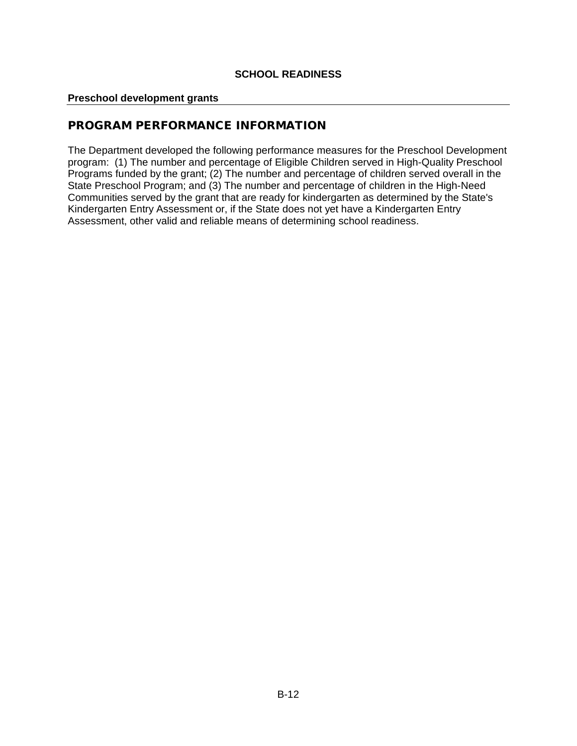**SCHOOL READINESS**

**Preschool development grants**

## PROGRAM PERFORMANCE INFORMATION

The Department developed the following performance measures for the Preschool Development program: (1) The number and percentage of Eligible Children served in High-Quality Preschool Programs funded by the grant; (2) The number and percentage of children served overall in the State Preschool Program; and (3) The number and percentage of children in the High-Need Communities served by the grant that are ready for kindergarten as determined by the State's Kindergarten Entry Assessment or, if the State does not yet have a Kindergarten Entry Assessment, other valid and reliable means of determining school readiness.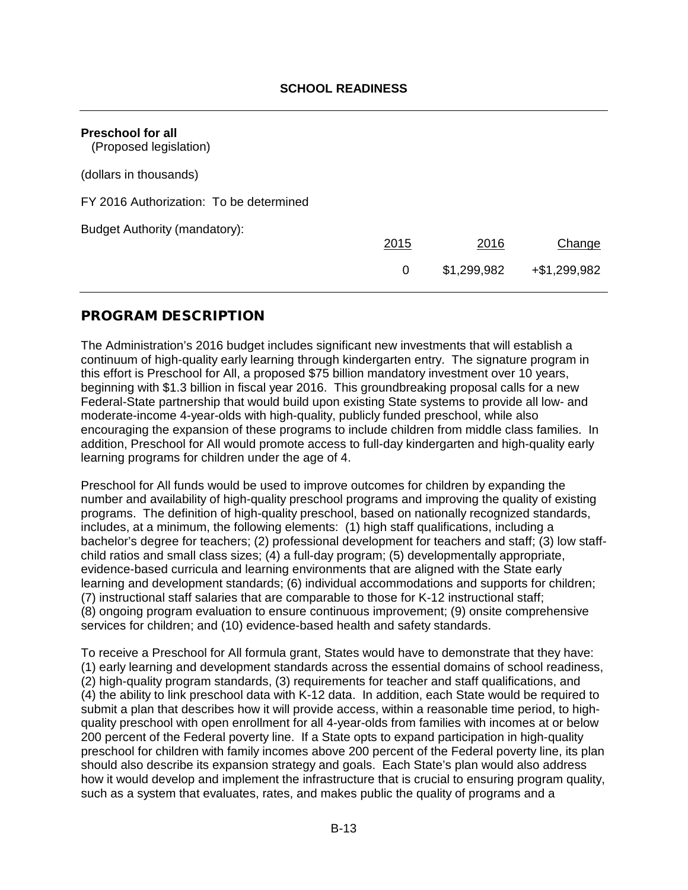## SCHOOL READINESS

**Preschool for all**
(Proposed legislation)

(dollars in thousands)

FY 2016 Authorization: To be determined

Budget Authority (mandatory):

| | 2015 | 2016 | Change |
|---|---|---|---|
| | 0 | $1,299,982 | +$1,299,982 |

## PROGRAM DESCRIPTION

The Administration's 2016 budget includes significant new investments that will establish a continuum of high-quality early learning through kindergarten entry. The signature program in this effort is Preschool for All, a proposed $75 billion mandatory investment over 10 years, beginning with $1.3 billion in fiscal year 2016. This groundbreaking proposal calls for a new Federal-State partnership that would build upon existing State systems to provide all low- and moderate-income 4-year-olds with high-quality, publicly funded preschool, while also encouraging the expansion of these programs to include children from middle class families. In addition, Preschool for All would promote access to full-day kindergarten and high-quality early learning programs for children under the age of 4.

Preschool for All funds would be used to improve outcomes for children by expanding the number and availability of high-quality preschool programs and improving the quality of existing programs. The definition of high-quality preschool, based on nationally recognized standards, includes, at a minimum, the following elements: (1) high staff qualifications, including a bachelor's degree for teachers; (2) professional development for teachers and staff; (3) low staff-child ratios and small class sizes; (4) a full-day program; (5) developmentally appropriate, evidence-based curricula and learning environments that are aligned with the State early learning and development standards; (6) individual accommodations and supports for children; (7) instructional staff salaries that are comparable to those for K-12 instructional staff; (8) ongoing program evaluation to ensure continuous improvement; (9) onsite comprehensive services for children; and (10) evidence-based health and safety standards.

To receive a Preschool for All formula grant, States would have to demonstrate that they have: (1) early learning and development standards across the essential domains of school readiness, (2) high-quality program standards, (3) requirements for teacher and staff qualifications, and (4) the ability to link preschool data with K-12 data. In addition, each State would be required to submit a plan that describes how it will provide access, within a reasonable time period, to high-quality preschool with open enrollment for all 4-year-olds from families with incomes at or below 200 percent of the Federal poverty line. If a State opts to expand participation in high-quality preschool for children with family incomes above 200 percent of the Federal poverty line, its plan should also describe its expansion strategy and goals. Each State's plan would also address how it would develop and implement the infrastructure that is crucial to ensuring program quality, such as a system that evaluates, rates, and makes public the quality of programs and a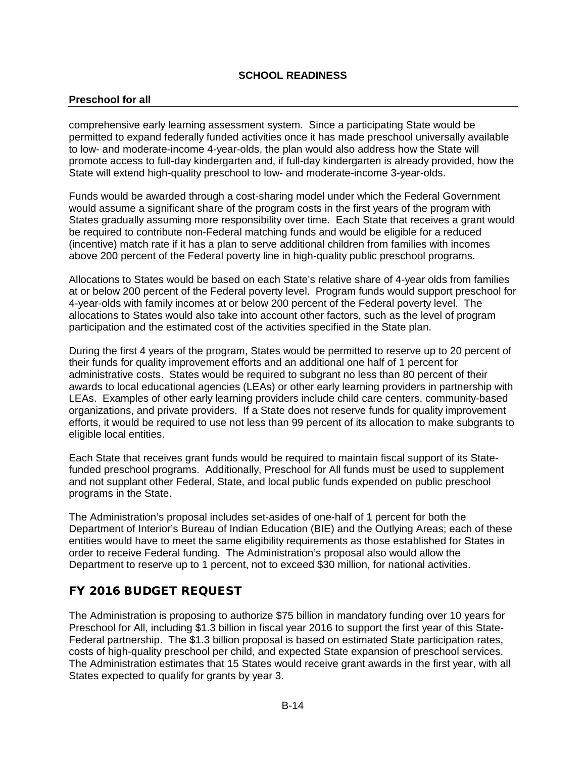## Preschool for all

comprehensive early learning assessment system. Since a participating State would be permitted to expand federally funded activities once it has made preschool universally available to low- and moderate-income 4-year-olds, the plan would also address how the State will promote access to full-day kindergarten and, if full-day kindergarten is already provided, how the State will extend high-quality preschool to low- and moderate-income 3-year-olds.

Funds would be awarded through a cost-sharing model under which the Federal Government would assume a significant share of the program costs in the first years of the program with States gradually assuming more responsibility over time. Each State that receives a grant would be required to contribute non-Federal matching funds and would be eligible for a reduced (incentive) match rate if it has a plan to serve additional children from families with incomes above 200 percent of the Federal poverty line in high-quality public preschool programs.

Allocations to States would be based on each State's relative share of 4-year olds from families at or below 200 percent of the Federal poverty level. Program funds would support preschool for 4-year-olds with family incomes at or below 200 percent of the Federal poverty level. The allocations to States would also take into account other factors, such as the level of program participation and the estimated cost of the activities specified in the State plan.

During the first 4 years of the program, States would be permitted to reserve up to 20 percent of their funds for quality improvement efforts and an additional one half of 1 percent for administrative costs. States would be required to subgrant no less than 80 percent of their awards to local educational agencies (LEAs) or other early learning providers in partnership with LEAs. Examples of other early learning providers include child care centers, community-based organizations, and private providers. If a State does not reserve funds for quality improvement efforts, it would be required to use not less than 99 percent of its allocation to make subgrants to eligible local entities.

Each State that receives grant funds would be required to maintain fiscal support of its State-funded preschool programs. Additionally, Preschool for All funds must be used to supplement and not supplant other Federal, State, and local public funds expended on public preschool programs in the State.

The Administration's proposal includes set-asides of one-half of 1 percent for both the Department of Interior's Bureau of Indian Education (BIE) and the Outlying Areas; each of these entities would have to meet the same eligibility requirements as those established for States in order to receive Federal funding. The Administration's proposal also would allow the Department to reserve up to 1 percent, not to exceed $30 million, for national activities.

## FY 2016 BUDGET REQUEST

The Administration is proposing to authorize $75 billion in mandatory funding over 10 years for Preschool for All, including $1.3 billion in fiscal year 2016 to support the first year of this State-Federal partnership. The $1.3 billion proposal is based on estimated State participation rates, costs of high-quality preschool per child, and expected State expansion of preschool services. The Administration estimates that 15 States would receive grant awards in the first year, with all States expected to qualify for grants by year 3.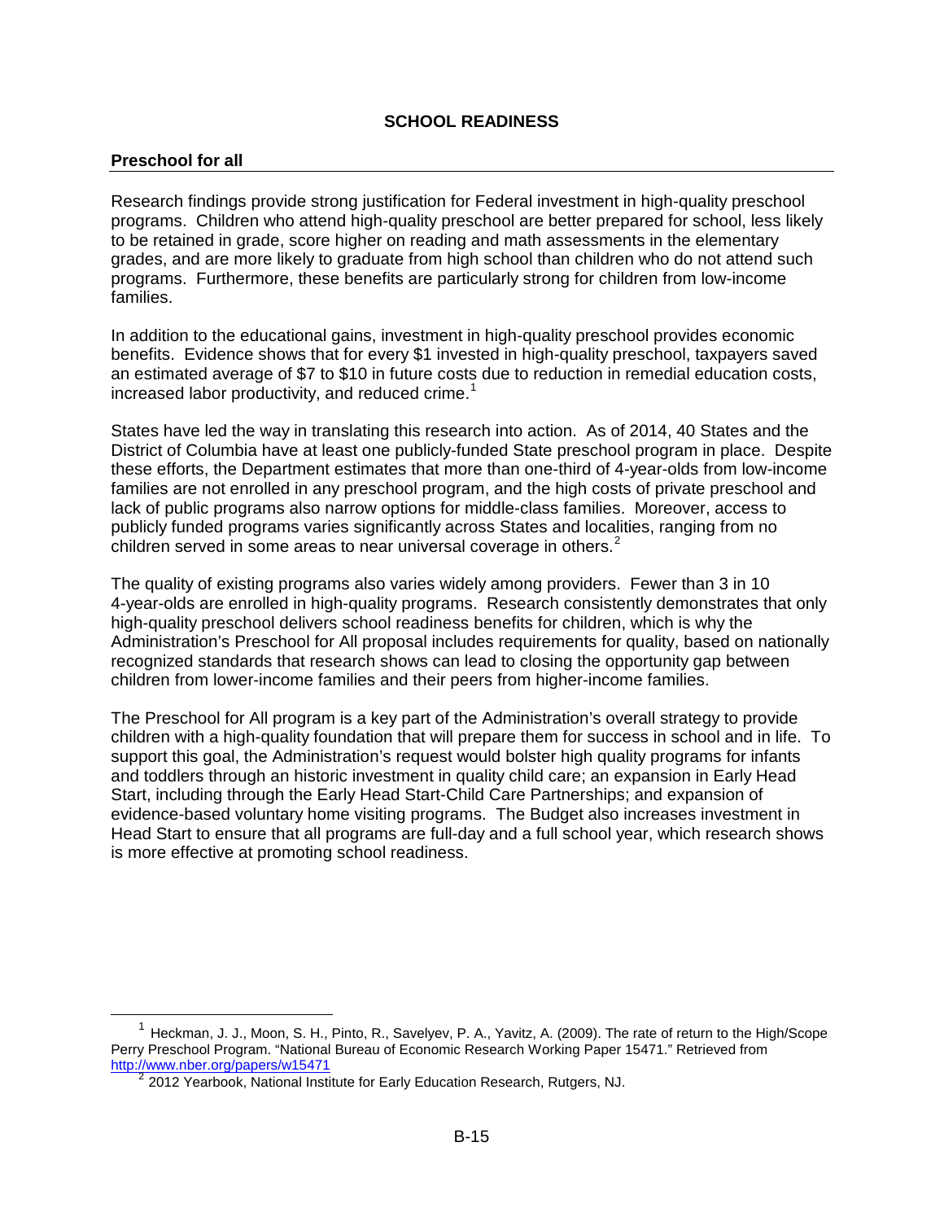# SCHOOL READINESS

## Preschool for all

Research findings provide strong justification for Federal investment in high-quality preschool programs. Children who attend high-quality preschool are better prepared for school, less likely to be retained in grade, score higher on reading and math assessments in the elementary grades, and are more likely to graduate from high school than children who do not attend such programs. Furthermore, these benefits are particularly strong for children from low-income families.

In addition to the educational gains, investment in high-quality preschool provides economic benefits. Evidence shows that for every $1 invested in high-quality preschool, taxpayers saved an estimated average of $7 to $10 in future costs due to reduction in remedial education costs, increased labor productivity, and reduced crime.[1]

States have led the way in translating this research into action. As of 2014, 40 States and the District of Columbia have at least one publicly-funded State preschool program in place. Despite these efforts, the Department estimates that more than one-third of 4-year-olds from low-income families are not enrolled in any preschool program, and the high costs of private preschool and lack of public programs also narrow options for middle-class families. Moreover, access to publicly funded programs varies significantly across States and localities, ranging from no children served in some areas to near universal coverage in others.[2]

The quality of existing programs also varies widely among providers. Fewer than 3 in 10 4-year-olds are enrolled in high-quality programs. Research consistently demonstrates that only high-quality preschool delivers school readiness benefits for children, which is why the Administration's Preschool for All proposal includes requirements for quality, based on nationally recognized standards that research shows can lead to closing the opportunity gap between children from lower-income families and their peers from higher-income families.

The Preschool for All program is a key part of the Administration's overall strategy to provide children with a high-quality foundation that will prepare them for success in school and in life. To support this goal, the Administration's request would bolster high quality programs for infants and toddlers through an historic investment in quality child care; an expansion in Early Head Start, including through the Early Head Start-Child Care Partnerships; and expansion of evidence-based voluntary home visiting programs. The Budget also increases investment in Head Start to ensure that all programs are full-day and a full school year, which research shows is more effective at promoting school readiness.

---

[1] Heckman, J. J., Moon, S. H., Pinto, R., Savelyev, P. A., Yavitz, A. (2009). The rate of return to the High/Scope Perry Preschool Program. "National Bureau of Economic Research Working Paper 15471." Retrieved from http://www.nber.org/papers/w15471

[2] 2012 Yearbook, National Institute for Early Education Research, Rutgers, NJ.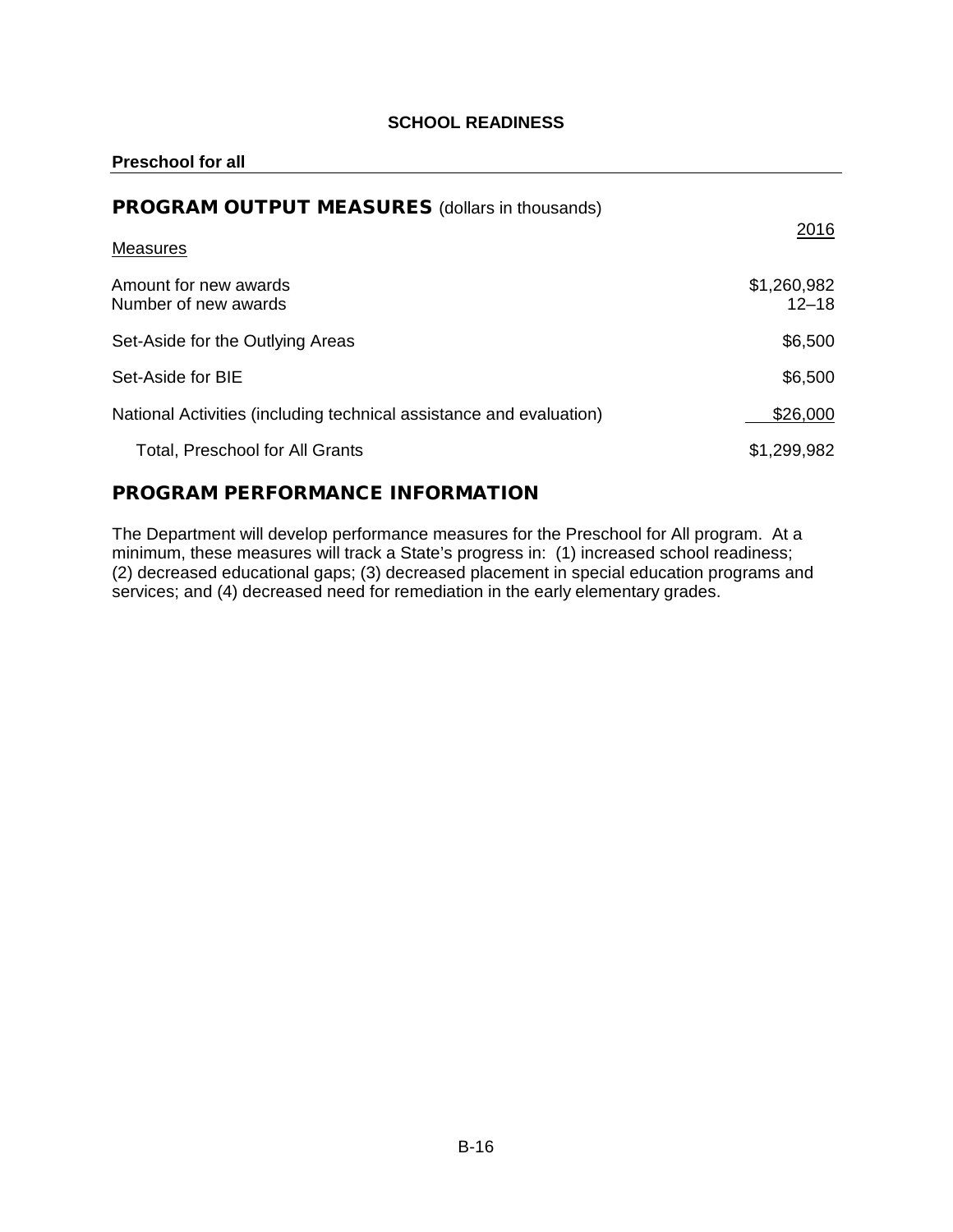## SCHOOL READINESS

**Preschool for all**

### PROGRAM OUTPUT MEASURES (dollars in thousands)

| Measures | 2016 |
| --- | --- |
| Amount for new awards | $1,260,982 |
| Number of new awards | 12–18 |
| Set-Aside for the Outlying Areas | $6,500 |
| Set-Aside for BIE | $6,500 |
| National Activities (including technical assistance and evaluation) | $26,000 |
| Total, Preschool for All Grants | $1,299,982 |

### PROGRAM PERFORMANCE INFORMATION

The Department will develop performance measures for the Preschool for All program. At a minimum, these measures will track a State's progress in: (1) increased school readiness; (2) decreased educational gaps; (3) decreased placement in special education programs and services; and (4) decreased need for remediation in the early elementary grades.